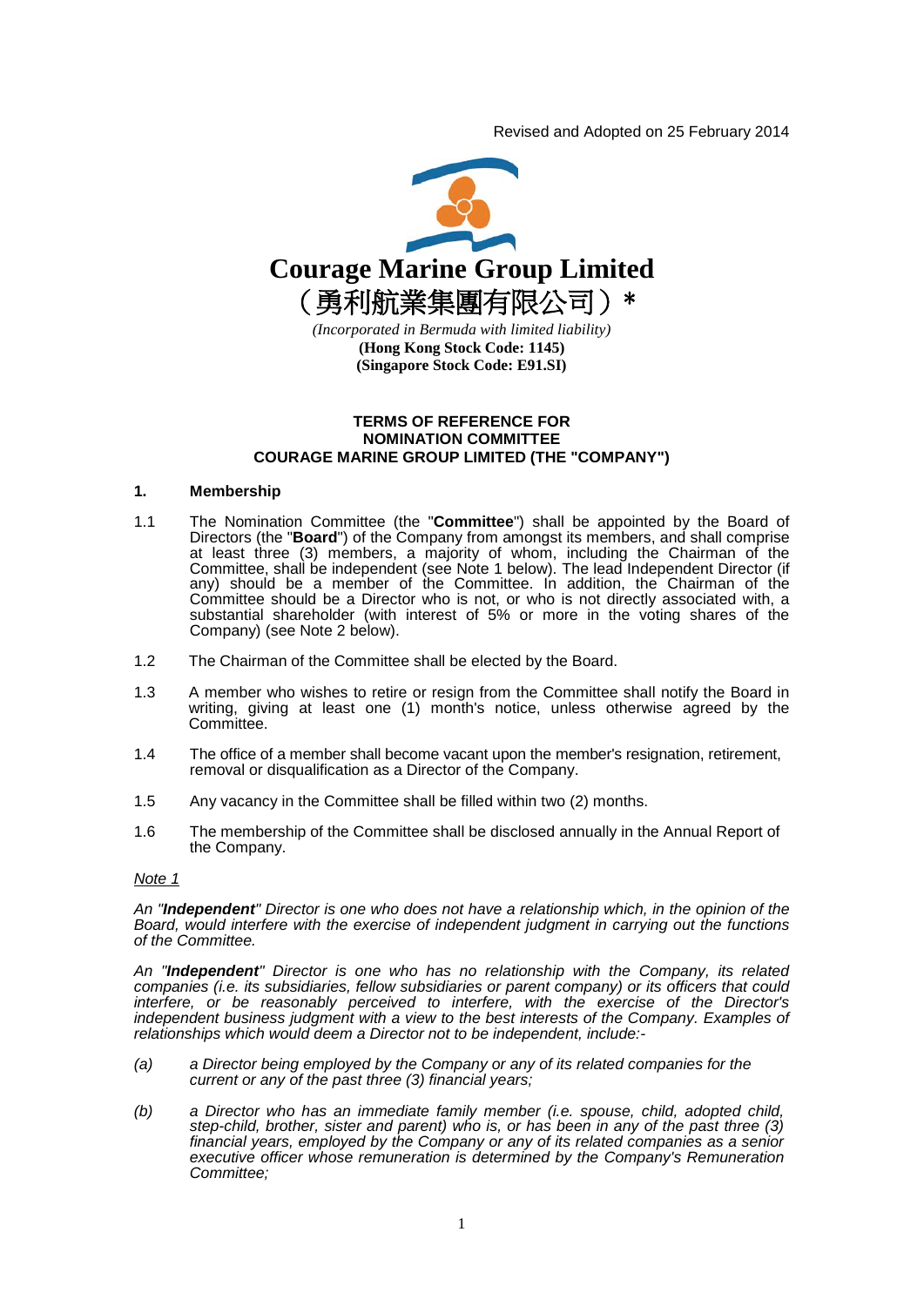Revised and Adopted on 25 February 2014

# Courage Marine Group Limited

# （勇利航業集團有限公司）*

*(Incorporated in Bermuda with limited liability)*

**(Hong Kong Stock Code: 1145)**

**(Singapore Stock Code: E91.SI)**

**TERMS OF REFERENCE FOR**
**NOMINATION COMMITTEE**
**COURAGE MARINE GROUP LIMITED (THE "COMPANY")**

## 1. Membership

1.1 The Nomination Committee (the "**Committee**") shall be appointed by the Board of Directors (the "**Board**") of the Company from amongst its members, and shall comprise at least three (3) members, a majority of whom, including the Chairman of the Committee, shall be independent (see Note 1 below). The lead Independent Director (if any) should be a member of the Committee. In addition, the Chairman of the Committee should be a Director who is not, or who is not directly associated with, a substantial shareholder (with interest of 5% or more in the voting shares of the Company) (see Note 2 below).

1.2 The Chairman of the Committee shall be elected by the Board.

1.3 A member who wishes to retire or resign from the Committee shall notify the Board in writing, giving at least one (1) month's notice, unless otherwise agreed by the Committee.

1.4 The office of a member shall become vacant upon the member's resignation, retirement, removal or disqualification as a Director of the Company.

1.5 Any vacancy in the Committee shall be filled within two (2) months.

1.6 The membership of the Committee shall be disclosed annually in the Annual Report of the Company.

<u>Note 1</u>

*An "**Independent**" Director is one who does not have a relationship which, in the opinion of the Board, would interfere with the exercise of independent judgment in carrying out the functions of the Committee.*

*An "**Independent**" Director is one who has no relationship with the Company, its related companies (i.e. its subsidiaries, fellow subsidiaries or parent company) or its officers that could interfere, or be reasonably perceived to interfere, with the exercise of the Director's independent business judgment with a view to the best interests of the Company. Examples of relationships which would deem a Director not to be independent, include:-*

*(a) a Director being employed by the Company or any of its related companies for the current or any of the past three (3) financial years;*

*(b) a Director who has an immediate family member (i.e. spouse, child, adopted child, step-child, brother, sister and parent) who is, or has been in any of the past three (3) financial years, employed by the Company or any of its related companies as a senior executive officer whose remuneration is determined by the Company's Remuneration Committee;*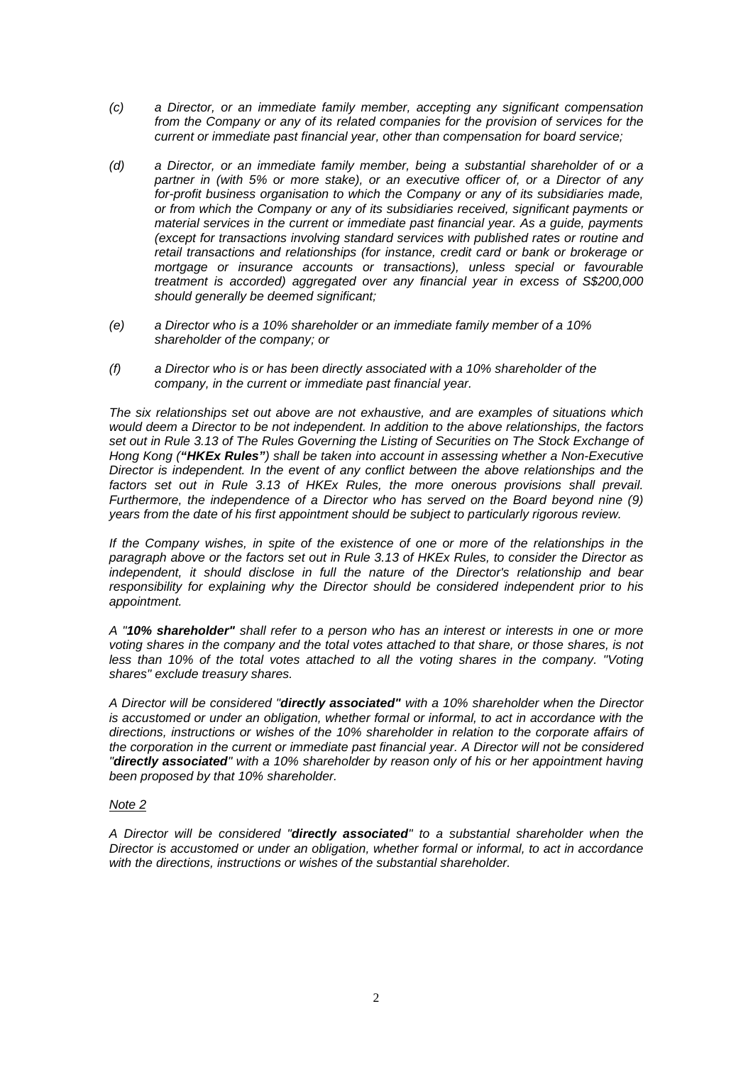*(c) a Director, or an immediate family member, accepting any significant compensation from the Company or any of its related companies for the provision of services for the current or immediate past financial year, other than compensation for board service;*

*(d) a Director, or an immediate family member, being a substantial shareholder of or a partner in (with 5% or more stake), or an executive officer of, or a Director of any for-profit business organisation to which the Company or any of its subsidiaries made, or from which the Company or any of its subsidiaries received, significant payments or material services in the current or immediate past financial year. As a guide, payments (except for transactions involving standard services with published rates or routine and retail transactions and relationships (for instance, credit card or bank or brokerage or mortgage or insurance accounts or transactions), unless special or favourable treatment is accorded) aggregated over any financial year in excess of S$200,000 should generally be deemed significant;*

*(e) a Director who is a 10% shareholder or an immediate family member of a 10% shareholder of the company; or*

*(f) a Director who is or has been directly associated with a 10% shareholder of the company, in the current or immediate past financial year.*

*The six relationships set out above are not exhaustive, and are examples of situations which would deem a Director to be not independent. In addition to the above relationships, the factors set out in Rule 3.13 of The Rules Governing the Listing of Securities on The Stock Exchange of Hong Kong (**"HKEx Rules"**) shall be taken into account in assessing whether a Non-Executive Director is independent. In the event of any conflict between the above relationships and the factors set out in Rule 3.13 of HKEx Rules, the more onerous provisions shall prevail. Furthermore, the independence of a Director who has served on the Board beyond nine (9) years from the date of his first appointment should be subject to particularly rigorous review.*

*If the Company wishes, in spite of the existence of one or more of the relationships in the paragraph above or the factors set out in Rule 3.13 of HKEx Rules, to consider the Director as independent, it should disclose in full the nature of the Director's relationship and bear responsibility for explaining why the Director should be considered independent prior to his appointment.*

*A "**10% shareholder"** shall refer to a person who has an interest or interests in one or more voting shares in the company and the total votes attached to that share, or those shares, is not less than 10% of the total votes attached to all the voting shares in the company. "Voting shares" exclude treasury shares.*

*A Director will be considered "**directly associated"** with a 10% shareholder when the Director is accustomed or under an obligation, whether formal or informal, to act in accordance with the directions, instructions or wishes of the 10% shareholder in relation to the corporate affairs of the corporation in the current or immediate past financial year. A Director will not be considered "**directly associated**" with a 10% shareholder by reason only of his or her appointment having been proposed by that 10% shareholder.*

*Note 2*

*A Director will be considered "**directly associated**" to a substantial shareholder when the Director is accustomed or under an obligation, whether formal or informal, to act in accordance with the directions, instructions or wishes of the substantial shareholder.*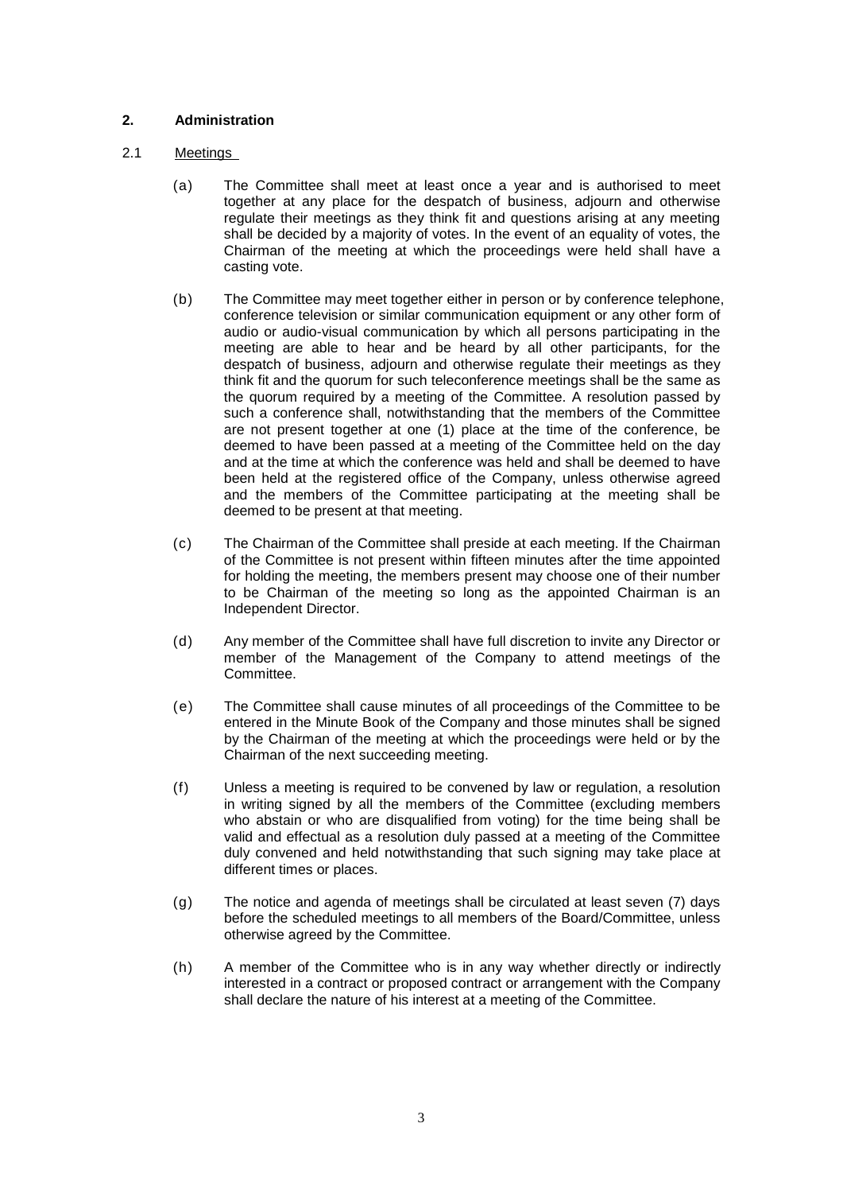## 2. Administration

2.1 <u>Meetings</u>

(a) The Committee shall meet at least once a year and is authorised to meet together at any place for the despatch of business, adjourn and otherwise regulate their meetings as they think fit and questions arising at any meeting shall be decided by a majority of votes. In the event of an equality of votes, the Chairman of the meeting at which the proceedings were held shall have a casting vote.

(b) The Committee may meet together either in person or by conference telephone, conference television or similar communication equipment or any other form of audio or audio-visual communication by which all persons participating in the meeting are able to hear and be heard by all other participants, for the despatch of business, adjourn and otherwise regulate their meetings as they think fit and the quorum for such teleconference meetings shall be the same as the quorum required by a meeting of the Committee. A resolution passed by such a conference shall, notwithstanding that the members of the Committee are not present together at one (1) place at the time of the conference, be deemed to have been passed at a meeting of the Committee held on the day and at the time at which the conference was held and shall be deemed to have been held at the registered office of the Company, unless otherwise agreed and the members of the Committee participating at the meeting shall be deemed to be present at that meeting.

(c) The Chairman of the Committee shall preside at each meeting. If the Chairman of the Committee is not present within fifteen minutes after the time appointed for holding the meeting, the members present may choose one of their number to be Chairman of the meeting so long as the appointed Chairman is an Independent Director.

(d) Any member of the Committee shall have full discretion to invite any Director or member of the Management of the Company to attend meetings of the Committee.

(e) The Committee shall cause minutes of all proceedings of the Committee to be entered in the Minute Book of the Company and those minutes shall be signed by the Chairman of the meeting at which the proceedings were held or by the Chairman of the next succeeding meeting.

(f) Unless a meeting is required to be convened by law or regulation, a resolution in writing signed by all the members of the Committee (excluding members who abstain or who are disqualified from voting) for the time being shall be valid and effectual as a resolution duly passed at a meeting of the Committee duly convened and held notwithstanding that such signing may take place at different times or places.

(g) The notice and agenda of meetings shall be circulated at least seven (7) days before the scheduled meetings to all members of the Board/Committee, unless otherwise agreed by the Committee.

(h) A member of the Committee who is in any way whether directly or indirectly interested in a contract or proposed contract or arrangement with the Company shall declare the nature of his interest at a meeting of the Committee.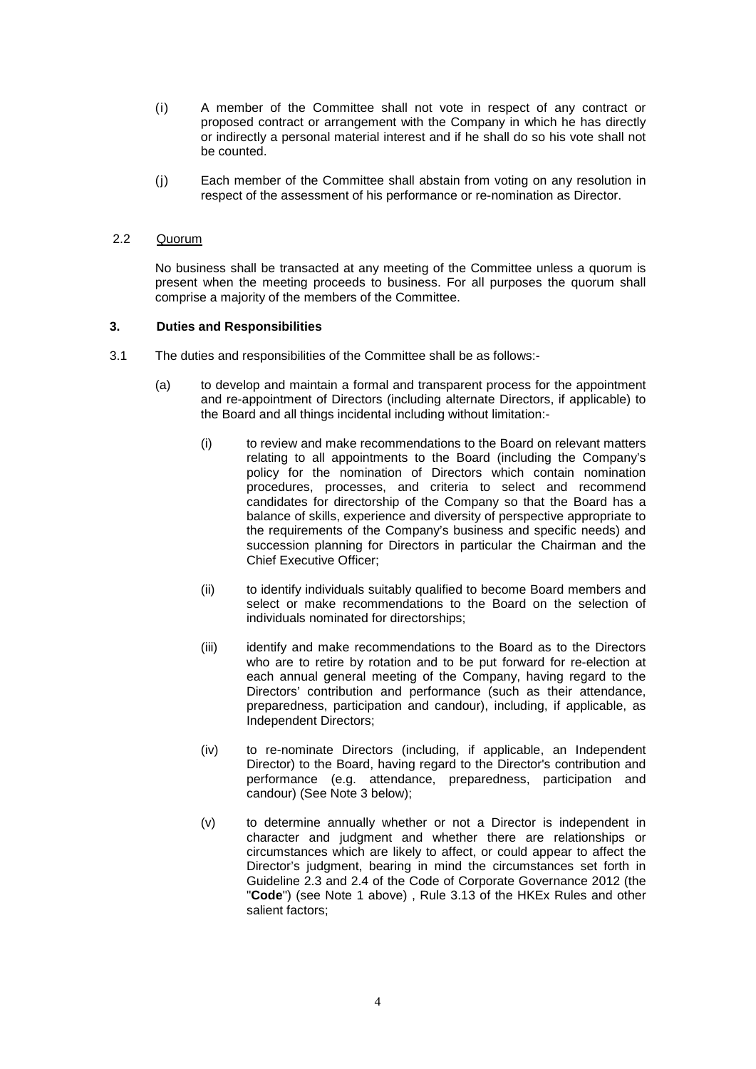(i) A member of the Committee shall not vote in respect of any contract or proposed contract or arrangement with the Company in which he has directly or indirectly a personal material interest and if he shall do so his vote shall not be counted.

(j) Each member of the Committee shall abstain from voting on any resolution in respect of the assessment of his performance or re-nomination as Director.

2.2 <u>Quorum</u>

No business shall be transacted at any meeting of the Committee unless a quorum is present when the meeting proceeds to business. For all purposes the quorum shall comprise a majority of the members of the Committee.

**3. Duties and Responsibilities**

3.1 The duties and responsibilities of the Committee shall be as follows:-

(a) to develop and maintain a formal and transparent process for the appointment and re-appointment of Directors (including alternate Directors, if applicable) to the Board and all things incidental including without limitation:-

(i) to review and make recommendations to the Board on relevant matters relating to all appointments to the Board (including the Company's policy for the nomination of Directors which contain nomination procedures, processes, and criteria to select and recommend candidates for directorship of the Company so that the Board has a balance of skills, experience and diversity of perspective appropriate to the requirements of the Company's business and specific needs) and succession planning for Directors in particular the Chairman and the Chief Executive Officer;

(ii) to identify individuals suitably qualified to become Board members and select or make recommendations to the Board on the selection of individuals nominated for directorships;

(iii) identify and make recommendations to the Board as to the Directors who are to retire by rotation and to be put forward for re-election at each annual general meeting of the Company, having regard to the Directors' contribution and performance (such as their attendance, preparedness, participation and candour), including, if applicable, as Independent Directors;

(iv) to re-nominate Directors (including, if applicable, an Independent Director) to the Board, having regard to the Director's contribution and performance (e.g. attendance, preparedness, participation and candour) (See Note 3 below);

(v) to determine annually whether or not a Director is independent in character and judgment and whether there are relationships or circumstances which are likely to affect, or could appear to affect the Director's judgment, bearing in mind the circumstances set forth in Guideline 2.3 and 2.4 of the Code of Corporate Governance 2012 (the "**Code**") (see Note 1 above) , Rule 3.13 of the HKEx Rules and other salient factors;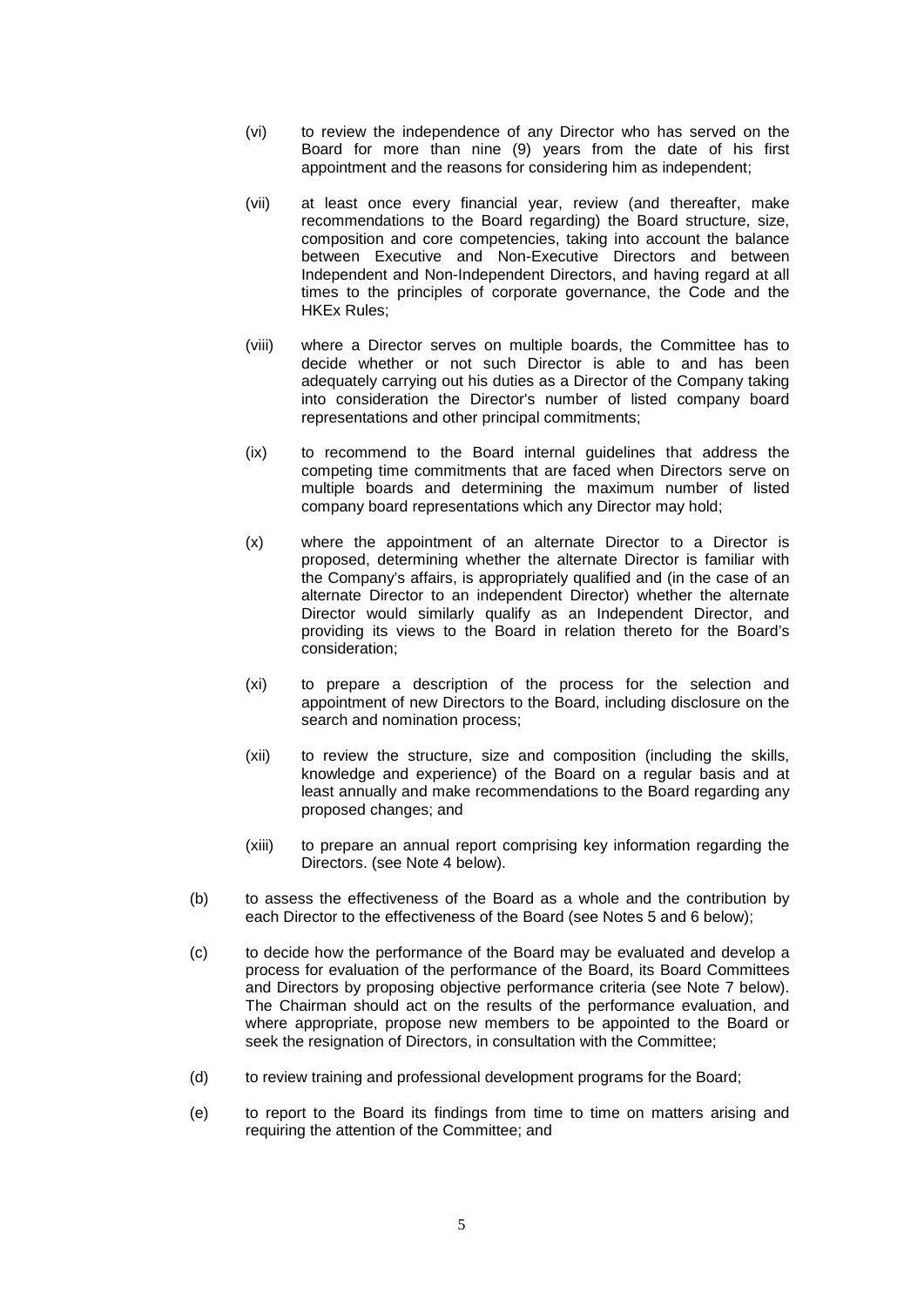- (vi) to review the independence of any Director who has served on the Board for more than nine (9) years from the date of his first appointment and the reasons for considering him as independent;

- (vii) at least once every financial year, review (and thereafter, make recommendations to the Board regarding) the Board structure, size, composition and core competencies, taking into account the balance between Executive and Non-Executive Directors and between Independent and Non-Independent Directors, and having regard at all times to the principles of corporate governance, the Code and the HKEx Rules;

- (viii) where a Director serves on multiple boards, the Committee has to decide whether or not such Director is able to and has been adequately carrying out his duties as a Director of the Company taking into consideration the Director's number of listed company board representations and other principal commitments;

- (ix) to recommend to the Board internal guidelines that address the competing time commitments that are faced when Directors serve on multiple boards and determining the maximum number of listed company board representations which any Director may hold;

- (x) where the appointment of an alternate Director to a Director is proposed, determining whether the alternate Director is familiar with the Company's affairs, is appropriately qualified and (in the case of an alternate Director to an independent Director) whether the alternate Director would similarly qualify as an Independent Director, and providing its views to the Board in relation thereto for the Board's consideration;

- (xi) to prepare a description of the process for the selection and appointment of new Directors to the Board, including disclosure on the search and nomination process;

- (xii) to review the structure, size and composition (including the skills, knowledge and experience) of the Board on a regular basis and at least annually and make recommendations to the Board regarding any proposed changes; and

- (xiii) to prepare an annual report comprising key information regarding the Directors. (see Note 4 below).

(b) to assess the effectiveness of the Board as a whole and the contribution by each Director to the effectiveness of the Board (see Notes 5 and 6 below);

(c) to decide how the performance of the Board may be evaluated and develop a process for evaluation of the performance of the Board, its Board Committees and Directors by proposing objective performance criteria (see Note 7 below). The Chairman should act on the results of the performance evaluation, and where appropriate, propose new members to be appointed to the Board or seek the resignation of Directors, in consultation with the Committee;

(d) to review training and professional development programs for the Board;

(e) to report to the Board its findings from time to time on matters arising and requiring the attention of the Committee; and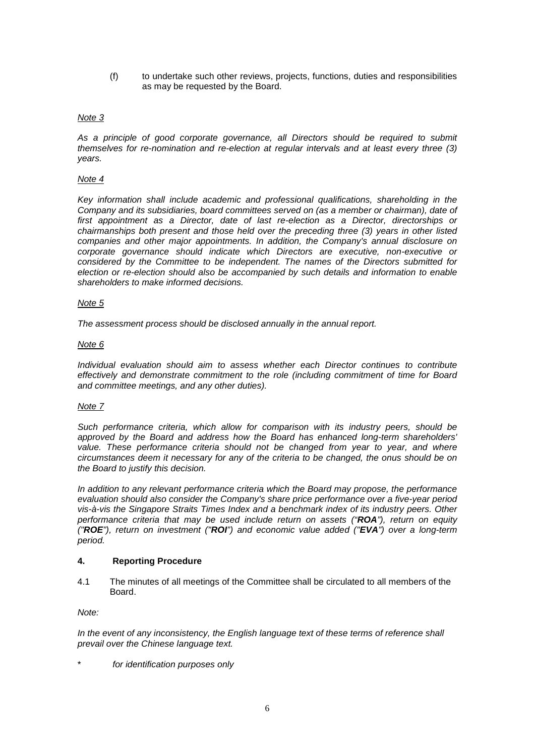(f) to undertake such other reviews, projects, functions, duties and responsibilities as may be requested by the Board.

*Note 3*

*As a principle of good corporate governance, all Directors should be required to submit themselves for re-nomination and re-election at regular intervals and at least every three (3) years.*

*Note 4*

*Key information shall include academic and professional qualifications, shareholding in the Company and its subsidiaries, board committees served on (as a member or chairman), date of first appointment as a Director, date of last re-election as a Director, directorships or chairmanships both present and those held over the preceding three (3) years in other listed companies and other major appointments. In addition, the Company's annual disclosure on corporate governance should indicate which Directors are executive, non-executive or considered by the Committee to be independent. The names of the Directors submitted for election or re-election should also be accompanied by such details and information to enable shareholders to make informed decisions.*

*Note 5*

*The assessment process should be disclosed annually in the annual report.*

*Note 6*

*Individual evaluation should aim to assess whether each Director continues to contribute effectively and demonstrate commitment to the role (including commitment of time for Board and committee meetings, and any other duties).*

*Note 7*

*Such performance criteria, which allow for comparison with its industry peers, should be approved by the Board and address how the Board has enhanced long-term shareholders' value. These performance criteria should not be changed from year to year, and where circumstances deem it necessary for any of the criteria to be changed, the onus should be on the Board to justify this decision.*

*In addition to any relevant performance criteria which the Board may propose, the performance evaluation should also consider the Company's share price performance over a five-year period vis-à-vis the Singapore Straits Times Index and a benchmark index of its industry peers. Other performance criteria that may be used include return on assets ("**ROA**"), return on equity ("**ROE**"), return on investment ("**ROI**") and economic value added ("**EVA**") over a long-term period.*

## 4. Reporting Procedure

4.1 The minutes of all meetings of the Committee shall be circulated to all members of the Board.

*Note:*

*In the event of any inconsistency, the English language text of these terms of reference shall prevail over the Chinese language text.*

\* *for identification purposes only*